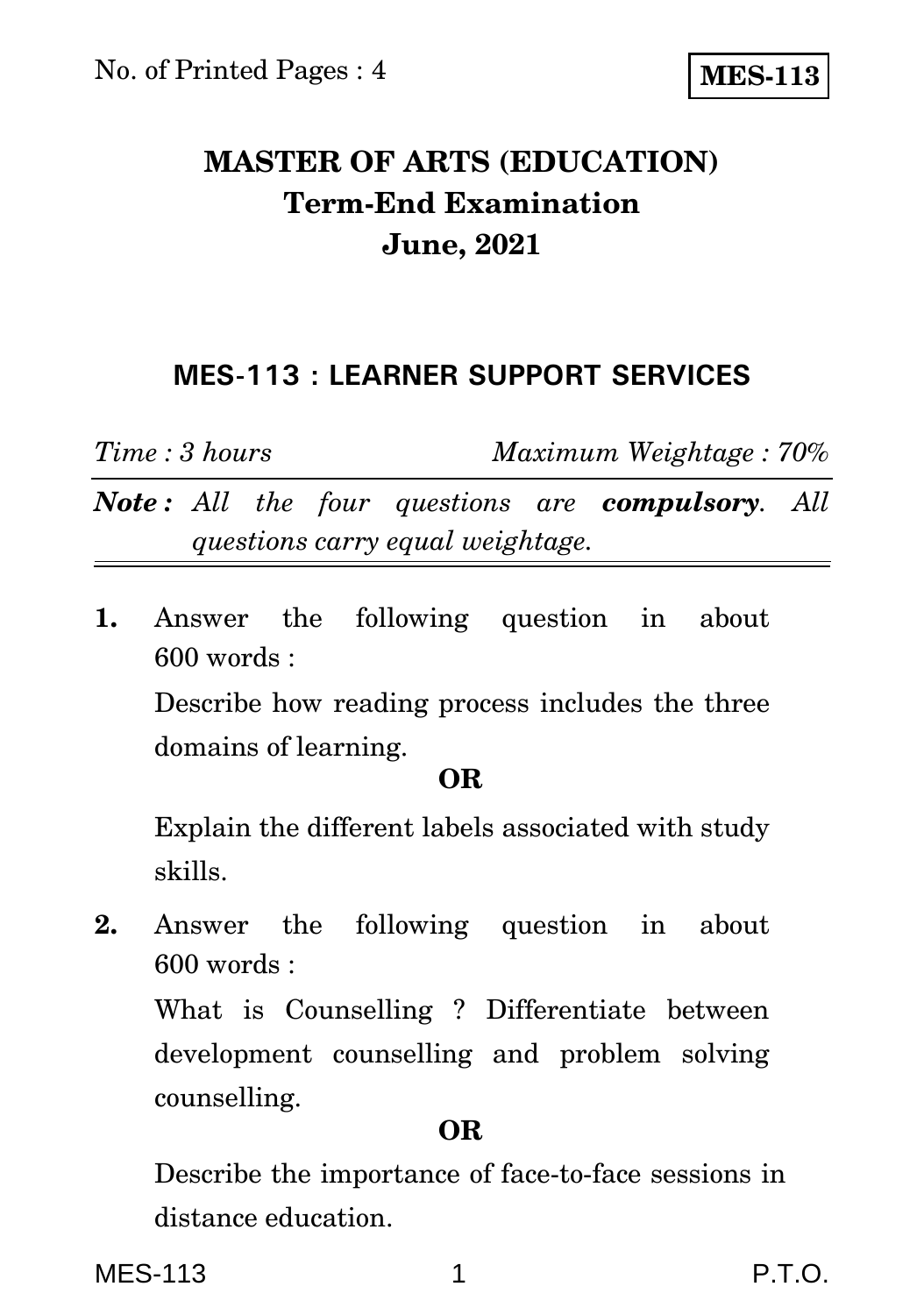No. of Printed Pages : 4

**MES-113**

# MASTER OF ARTS (EDUCATION)
## Term-End Examination
## June, 2021

### MES-113 : LEARNER SUPPORT SERVICES

*Time : 3 hours* *Maximum Weightage : 70%*

***Note :*** *All the four questions are **compulsory**. All questions carry equal weightage.*

**1.** Answer the following question in about 600 words :

Describe how reading process includes the three domains of learning.

**OR**

Explain the different labels associated with study skills.

**2.** Answer the following question in about 600 words :

What is Counselling ? Differentiate between development counselling and problem solving counselling.

**OR**

Describe the importance of face-to-face sessions in distance education.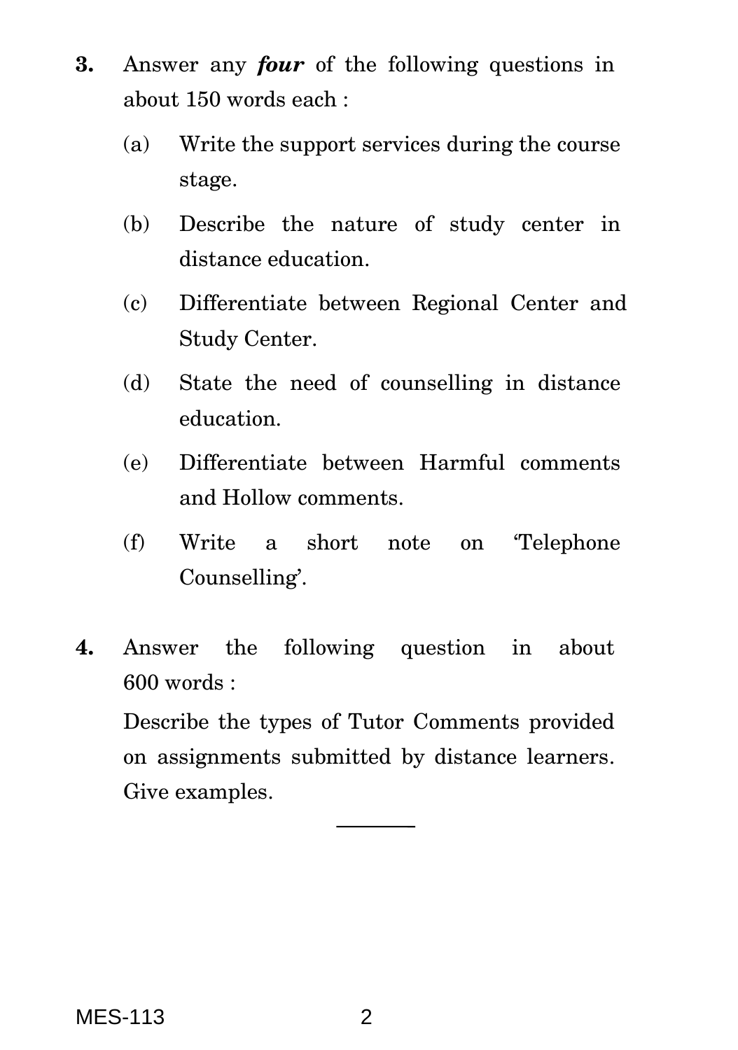**3.** Answer any ***four*** of the following questions in about 150 words each :

(a) Write the support services during the course stage.

(b) Describe the nature of study center in distance education.

(c) Differentiate between Regional Center and Study Center.

(d) State the need of counselling in distance education.

(e) Differentiate between Harmful comments and Hollow comments.

(f) Write a short note on 'Telephone Counselling'.

**4.** Answer the following question in about 600 words :

Describe the types of Tutor Comments provided on assignments submitted by distance learners. Give examples.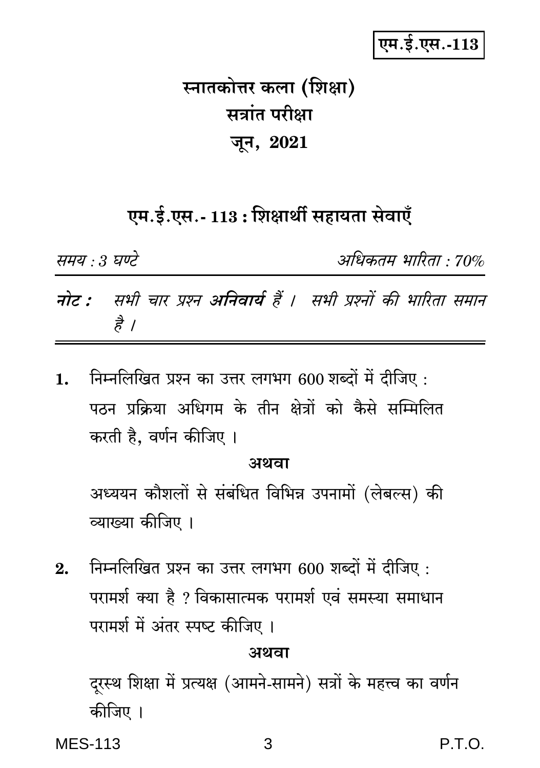एम.ई.एस.-113

# स्नातकोत्तर कला (शिक्षा)
# सत्रांत परीक्षा
# जून, 2021

## एम.ई.एस.- 113 : शिक्षार्थी सहायता सेवाएँ

*समय : 3 घण्टे* *अधिकतम भारिता : 70%*

***नोट :*** *सभी चार प्रश्न **अनिवार्य** हैं । सभी प्रश्नों की भारिता समान है ।*

---

**1.** निम्नलिखित प्रश्न का उत्तर लगभग 600 शब्दों में दीजिए :

पठन प्रक्रिया अधिगम के तीन क्षेत्रों को कैसे सम्मिलित करती है, वर्णन कीजिए ।

**अथवा**

अध्ययन कौशलों से संबंधित विभिन्न उपनामों (लेबल्स) की व्याख्या कीजिए ।

**2.** निम्नलिखित प्रश्न का उत्तर लगभग 600 शब्दों में दीजिए :

परामर्श क्या है ? विकासात्मक परामर्श एवं समस्या समाधान परामर्श में अंतर स्पष्ट कीजिए ।

**अथवा**

दूरस्थ शिक्षा में प्रत्यक्ष (आमने-सामने) सत्रों के महत्त्व का वर्णन कीजिए ।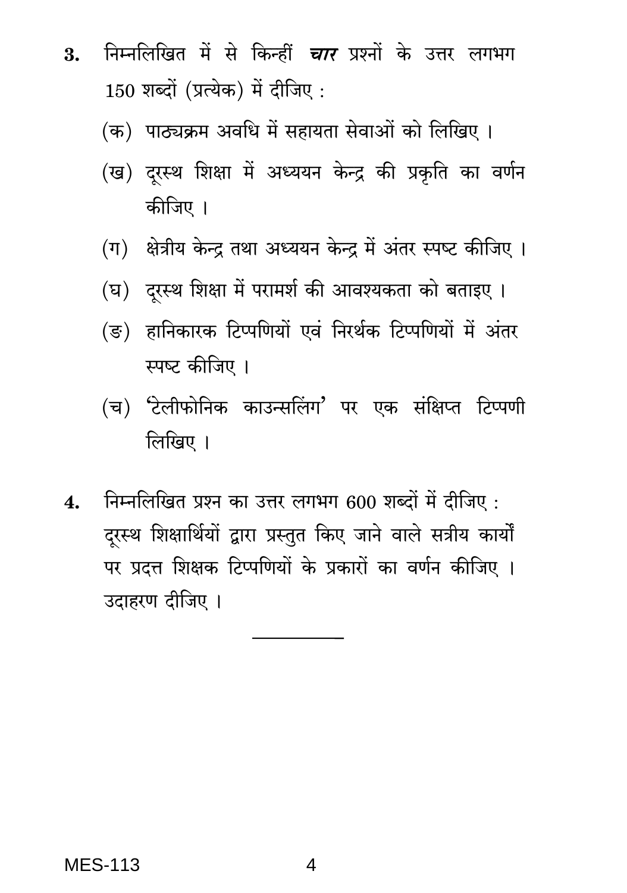**3.** निम्नलिखित में से किन्हीं ***चार*** प्रश्नों के उत्तर लगभग 150 शब्दों (प्रत्येक) में दीजिए :

(क) पाठ्यक्रम अवधि में सहायता सेवाओं को लिखिए ।

(ख) दूरस्थ शिक्षा में अध्ययन केन्द्र की प्रकृति का वर्णन कीजिए ।

(ग) क्षेत्रीय केन्द्र तथा अध्ययन केन्द्र में अंतर स्पष्ट कीजिए ।

(घ) दूरस्थ शिक्षा में परामर्श की आवश्यकता को बताइए ।

(ङ) हानिकारक टिप्पणियों एवं निरर्थक टिप्पणियों में अंतर स्पष्ट कीजिए ।

(च) 'टेलीफोनिक काउन्सलिंग' पर एक संक्षिप्त टिप्पणी लिखिए ।

**4.** निम्नलिखित प्रश्न का उत्तर लगभग 600 शब्दों में दीजिए :
दूरस्थ शिक्षार्थियों द्वारा प्रस्तुत किए जाने वाले सत्रीय कार्यों पर प्रदत्त शिक्षक टिप्पणियों के प्रकारों का वर्णन कीजिए । उदाहरण दीजिए ।

---

MES-113